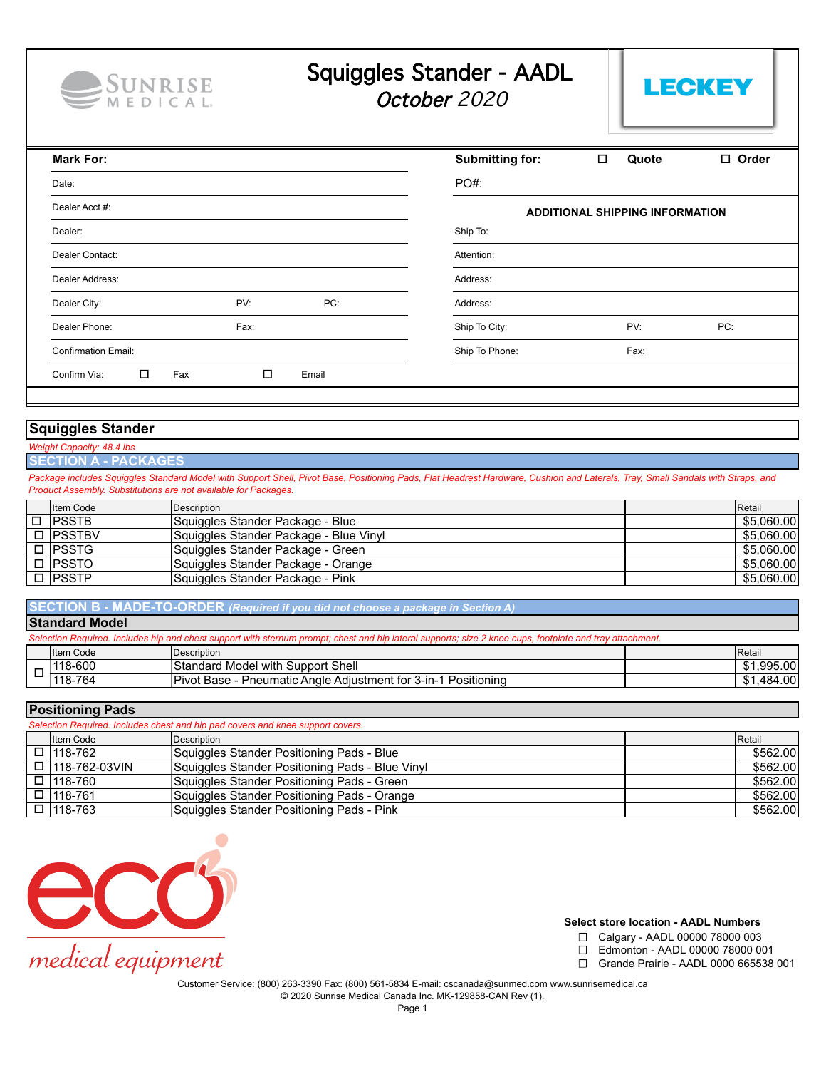SUNRISE MEDICAL

# Squiggles Stander - AADL

*October 2020*

LECKEY

| **Mark For:** | | | **Submitting for:** ☐ Quote ☐ Order | | |
|---|---|---|---|---|---|
| Date: | | | PO#: | | |
| Dealer Acct #: | | | **ADDITIONAL SHIPPING INFORMATION** | | |
| Dealer: | | | Ship To: | | |
| Dealer Contact: | | | Attention: | | |
| Dealer Address: | | | Address: | | |
| Dealer City: | PV: | PC: | Address: | | |
| Dealer Phone: | Fax: | | Ship To City: | PV: | PC: |
| Confirmation Email: | | | Ship To Phone: | Fax: | |
| Confirm Via: ☐ Fax ☐ Email | | | | | |

## Squiggles Stander

*Weight Capacity: 48.4 lbs*

### SECTION A - PACKAGES

*Package includes Squiggles Standard Model with Support Shell, Pivot Base, Positioning Pads, Flat Headrest Hardware, Cushion and Laterals, Tray, Small Sandals with Straps, and Product Assembly. Substitutions are not available for Packages.*

| | Item Code | Description | | Retail |
|---|---|---|---|---|
| ☐ | PSSTB | Squiggles Stander Package - Blue | | $5,060.00 |
| ☐ | PSSTBV | Squiggles Stander Package - Blue Vinyl | | $5,060.00 |
| ☐ | PSSTG | Squiggles Stander Package - Green | | $5,060.00 |
| ☐ | PSSTO | Squiggles Stander Package - Orange | | $5,060.00 |
| ☐ | PSSTP | Squiggles Stander Package - Pink | | $5,060.00 |

### SECTION B - MADE-TO-ORDER *(Required if you did not choose a package in Section A)*

#### Standard Model

*Selection Required. Includes hip and chest support with sternum prompt; chest and hip lateral supports; size 2 knee cups, footplate and tray attachment.*

| | Item Code | Description | | Retail |
|---|---|---|---|---|
| ☐ | 118-600 | Standard Model with Support Shell | | $1,995.00 |
| | 118-764 | Pivot Base - Pneumatic Angle Adjustment for 3-in-1 Positioning | | $1,484.00 |

#### Positioning Pads

*Selection Required. Includes chest and hip pad covers and knee support covers.*

| | Item Code | Description | | Retail |
|---|---|---|---|---|
| ☐ | 118-762 | Squiggles Stander Positioning Pads - Blue | | $562.00 |
| ☐ | 118-762-03VIN | Squiggles Stander Positioning Pads - Blue Vinyl | | $562.00 |
| ☐ | 118-760 | Squiggles Stander Positioning Pads - Green | | $562.00 |
| ☐ | 118-761 | Squiggles Stander Positioning Pads - Orange | | $562.00 |
| ☐ | 118-763 | Squiggles Stander Positioning Pads - Pink | | $562.00 |

eco medical equipment

**Select store location - AADL Numbers**

- ☐ Calgary - AADL 00000 78000 003
- ☐ Edmonton - AADL 00000 78000 001
- ☐ Grande Prairie - AADL 0000 665538 001

Customer Service: (800) 263-3390 Fax: (800) 561-5834 E-mail: cscanada@sunmed.com www.sunrisemedical.ca
© 2020 Sunrise Medical Canada Inc. MK-129858-CAN Rev (1).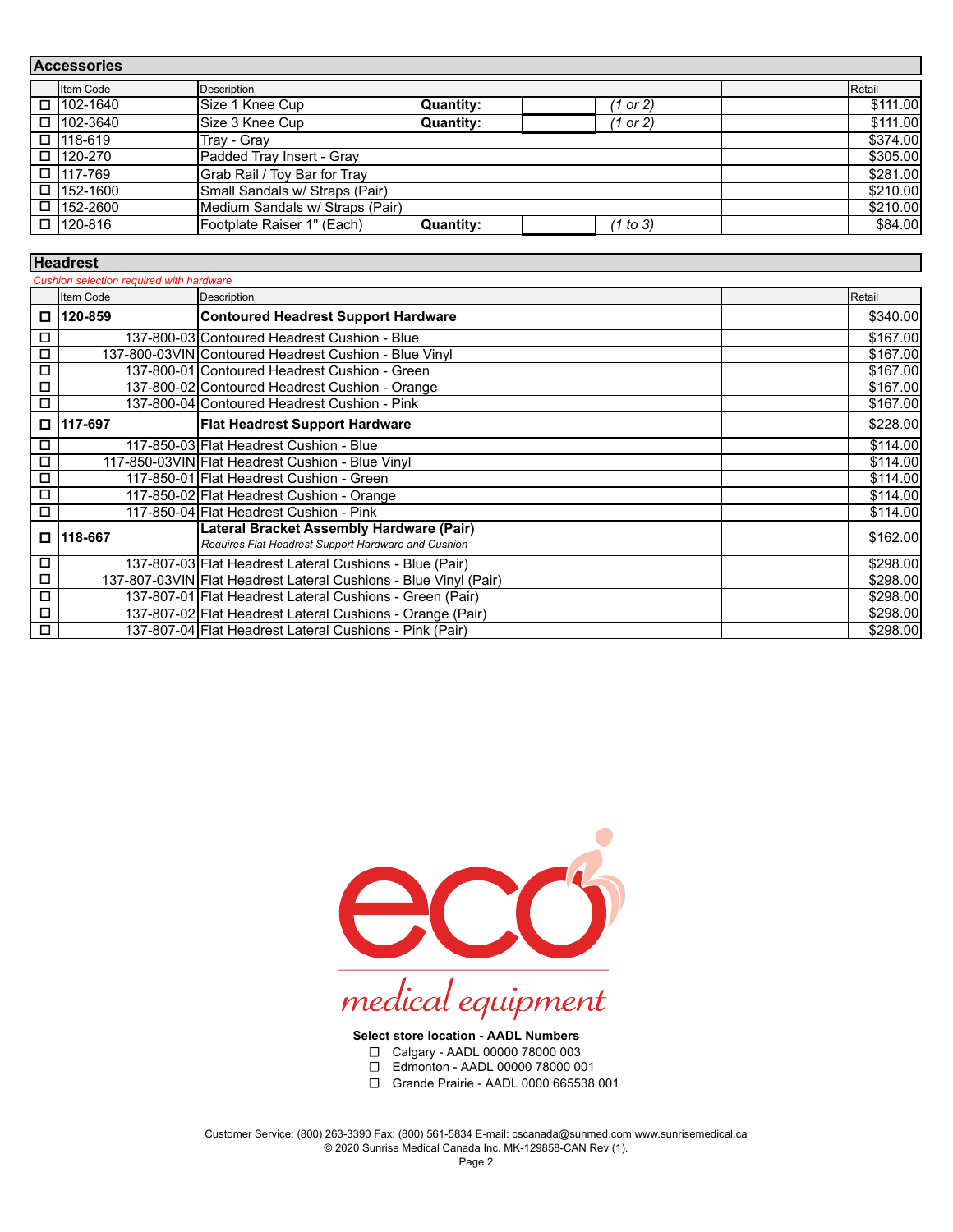## Accessories

| ☐ | Item Code | Description | | | | | Retail |
|---|---|---|---|---|---|---|---|
| ☐ | 102-1640 | Size 1 Knee Cup | **Quantity:** | | *(1 or 2)* | | $111.00 |
| ☐ | 102-3640 | Size 3 Knee Cup | **Quantity:** | | *(1 or 2)* | | $111.00 |
| ☐ | 118-619 | Tray - Gray | | | | | $374.00 |
| ☐ | 120-270 | Padded Tray Insert - Gray | | | | | $305.00 |
| ☐ | 117-769 | Grab Rail / Toy Bar for Tray | | | | | $281.00 |
| ☐ | 152-1600 | Small Sandals w/ Straps (Pair) | | | | | $210.00 |
| ☐ | 152-2600 | Medium Sandals w/ Straps (Pair) | | | | | $210.00 |
| ☐ | 120-816 | Footplate Raiser 1" (Each) | **Quantity:** | | *(1 to 3)* | | $84.00 |

## Headrest

*Cushion selection required with hardware*

| ☐ | Item Code | Description | | Retail |
|---|---|---|---|---|
| ☐ | **120-859** | **Contoured Headrest Support Hardware** | | $340.00 |
| ☐ | 137-800-03 | Contoured Headrest Cushion - Blue | | $167.00 |
| ☐ | 137-800-03VIN | Contoured Headrest Cushion - Blue Vinyl | | $167.00 |
| ☐ | 137-800-01 | Contoured Headrest Cushion - Green | | $167.00 |
| ☐ | 137-800-02 | Contoured Headrest Cushion - Orange | | $167.00 |
| ☐ | 137-800-04 | Contoured Headrest Cushion - Pink | | $167.00 |
| ☐ | **117-697** | **Flat Headrest Support Hardware** | | $228.00 |
| ☐ | 117-850-03 | Flat Headrest Cushion - Blue | | $114.00 |
| ☐ | 117-850-03VIN | Flat Headrest Cushion - Blue Vinyl | | $114.00 |
| ☐ | 117-850-01 | Flat Headrest Cushion - Green | | $114.00 |
| ☐ | 117-850-02 | Flat Headrest Cushion - Orange | | $114.00 |
| ☐ | 117-850-04 | Flat Headrest Cushion - Pink | | $114.00 |
| ☐ | **118-667** | **Lateral Bracket Assembly Hardware (Pair)** *Requires Flat Headrest Support Hardware and Cushion* | | $162.00 |
| ☐ | 137-807-03 | Flat Headrest Lateral Cushions - Blue (Pair) | | $298.00 |
| ☐ | 137-807-03VIN | Flat Headrest Lateral Cushions - Blue Vinyl (Pair) | | $298.00 |
| ☐ | 137-807-01 | Flat Headrest Lateral Cushions - Green (Pair) | | $298.00 |
| ☐ | 137-807-02 | Flat Headrest Lateral Cushions - Orange (Pair) | | $298.00 |
| ☐ | 137-807-04 | Flat Headrest Lateral Cushions - Pink (Pair) | | $298.00 |

eco medical equipment

**Select store location - AADL Numbers**

- ☐ Calgary - AADL 00000 78000 003
- ☐ Edmonton - AADL 00000 78000 001
- ☐ Grande Prairie - AADL 0000 665538 001

Customer Service: (800) 263-3390 Fax: (800) 561-5834 E-mail: cscanada@sunmed.com www.sunrisemedical.ca
© 2020 Sunrise Medical Canada Inc. MK-129858-CAN Rev (1).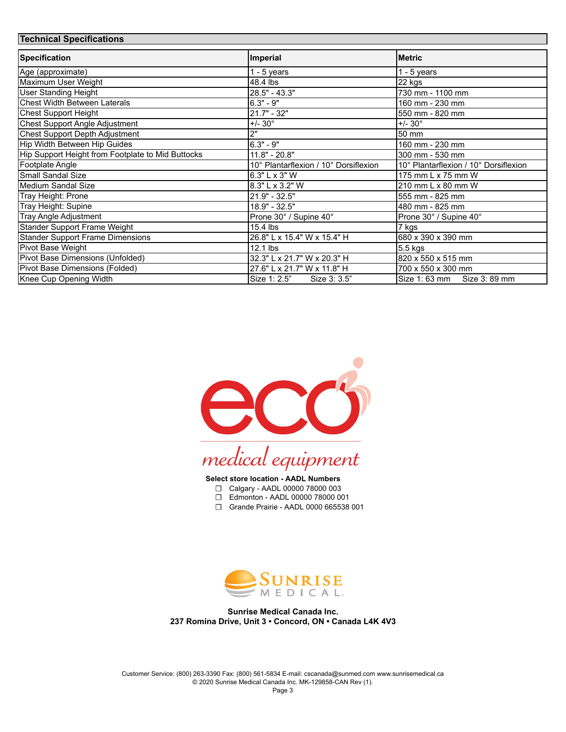## Technical Specifications

| Specification | Imperial | Metric |
|---|---|---|
| Age (approximate) | 1 - 5 years | 1 - 5 years |
| Maximum User Weight | 48.4 lbs | 22 kgs |
| User Standing Height | 28.5" - 43.3" | 730 mm - 1100 mm |
| Chest Width Between Laterals | 6.3" - 9" | 160 mm - 230 mm |
| Chest Support Height | 21.7" - 32" | 550 mm - 820 mm |
| Chest Support Angle Adjustment | +/- 30° | +/- 30° |
| Chest Support Depth Adjustment | 2" | 50 mm |
| Hip Width Between Hip Guides | 6.3" - 9" | 160 mm - 230 mm |
| Hip Support Height from Footplate to Mid Buttocks | 11.8" - 20.8" | 300 mm - 530 mm |
| Footplate Angle | 10° Plantarflexion / 10° Dorsiflexion | 10° Plantarflexion / 10° Dorsiflexion |
| Small Sandal Size | 6.3" L x 3" W | 175 mm L x 75 mm W |
| Medium Sandal Size | 8.3" L x 3.2" W | 210 mm L x 80 mm W |
| Tray Height: Prone | 21.9" - 32.5" | 555 mm - 825 mm |
| Tray Height: Supine | 18.9" - 32.5" | 480 mm - 825 mm |
| Tray Angle Adjustment | Prone 30° / Supine 40° | Prone 30° / Supine 40° |
| Stander Support Frame Weight | 15.4 lbs | 7 kgs |
| Stander Support Frame Dimensions | 26.8" L x 15.4" W x 15.4" H | 680 x 390 x 390 mm |
| Pivot Base Weight | 12.1 lbs | 5.5 kgs |
| Pivot Base Dimensions (Unfolded) | 32.3" L x 21.7" W x 20.3" H | 820 x 550 x 515 mm |
| Pivot Base Dimensions (Folded) | 27.6" L x 21.7" W x 11.8" H | 700 x 550 x 300 mm |
| Knee Cup Opening Width | Size 1: 2.5"  Size 3: 3.5" | Size 1: 63 mm  Size 3: 89 mm |

eco medical equipment

**Select store location - AADL Numbers**

- ☐ Calgary - AADL 00000 78000 003
- ☐ Edmonton - AADL 00000 78000 001
- ☐ Grande Prairie - AADL 0000 665538 001

SUNRISE MEDICAL.

**Sunrise Medical Canada Inc.**
**237 Romina Drive, Unit 3 • Concord, ON • Canada L4K 4V3**

Customer Service: (800) 263-3390 Fax: (800) 561-5834 E-mail: cscanada@sunmed.com www.sunrisemedical.ca
© 2020 Sunrise Medical Canada Inc. MK-129858-CAN Rev (1).